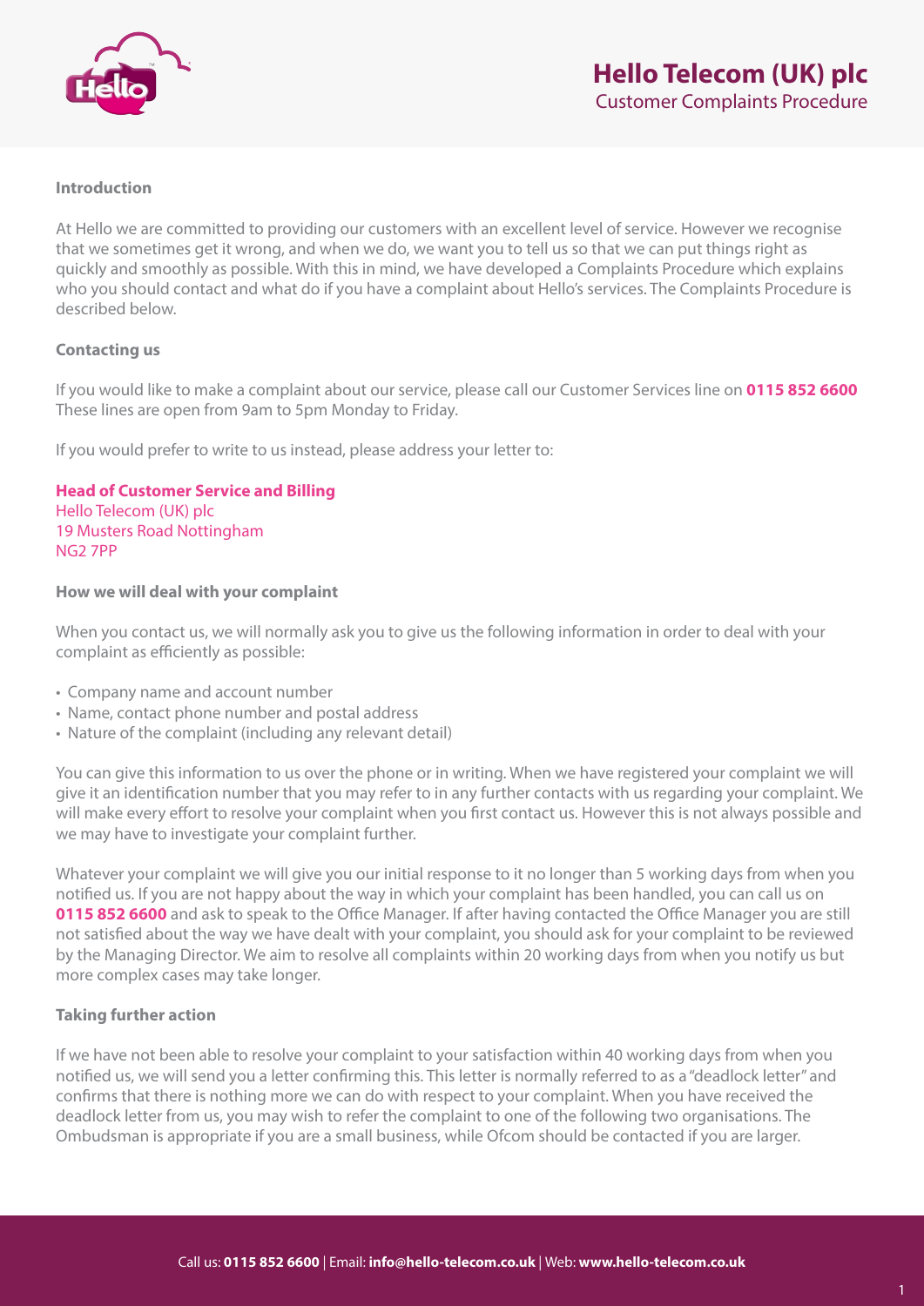# Hello Telecom (UK) plc

## Customer Complaints Procedure

### Introduction

At Hello we are committed to providing our customers with an excellent level of service. However we recognise that we sometimes get it wrong, and when we do, we want you to tell us so that we can put things right as quickly and smoothly as possible. With this in mind, we have developed a Complaints Procedure which explains who you should contact and what do if you have a complaint about Hello's services. The Complaints Procedure is described below.

### Contacting us

If you would like to make a complaint about our service, please call our Customer Services line on **0115 852 6600** These lines are open from 9am to 5pm Monday to Friday.

If you would prefer to write to us instead, please address your letter to:

**Head of Customer Service and Billing**
Hello Telecom (UK) plc
19 Musters Road Nottingham
NG2 7PP

### How we will deal with your complaint

When you contact us, we will normally ask you to give us the following information in order to deal with your complaint as efficiently as possible:

- Company name and account number
- Name, contact phone number and postal address
- Nature of the complaint (including any relevant detail)

You can give this information to us over the phone or in writing. When we have registered your complaint we will give it an identification number that you may refer to in any further contacts with us regarding your complaint. We will make every effort to resolve your complaint when you first contact us. However this is not always possible and we may have to investigate your complaint further.

Whatever your complaint we will give you our initial response to it no longer than 5 working days from when you notified us. If you are not happy about the way in which your complaint has been handled, you can call us on **0115 852 6600** and ask to speak to the Office Manager. If after having contacted the Office Manager you are still not satisfied about the way we have dealt with your complaint, you should ask for your complaint to be reviewed by the Managing Director. We aim to resolve all complaints within 20 working days from when you notify us but more complex cases may take longer.

### Taking further action

If we have not been able to resolve your complaint to your satisfaction within 40 working days from when you notified us, we will send you a letter confirming this. This letter is normally referred to as a "deadlock letter" and confirms that there is nothing more we can do with respect to your complaint. When you have received the deadlock letter from us, you may wish to refer the complaint to one of the following two organisations. The Ombudsman is appropriate if you are a small business, while Ofcom should be contacted if you are larger.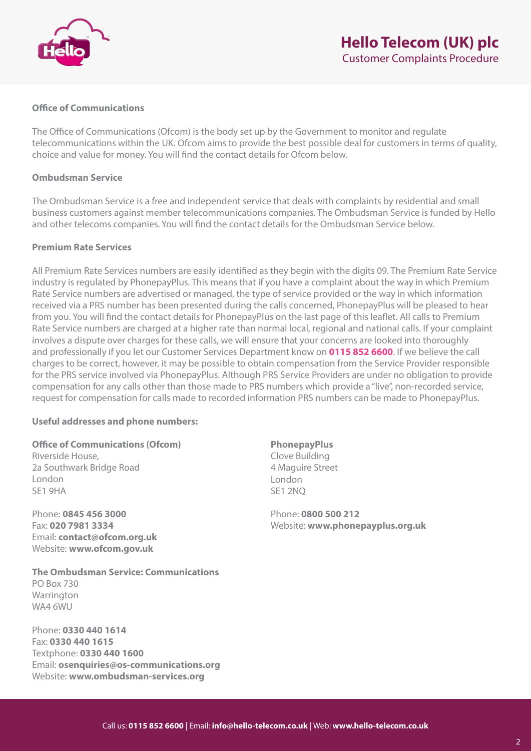### Office of Communications

The Office of Communications (Ofcom) is the body set up by the Government to monitor and regulate telecommunications within the UK. Ofcom aims to provide the best possible deal for customers in terms of quality, choice and value for money. You will find the contact details for Ofcom below.

### Ombudsman Service

The Ombudsman Service is a free and independent service that deals with complaints by residential and small business customers against member telecommunications companies. The Ombudsman Service is funded by Hello and other telecoms companies. You will find the contact details for the Ombudsman Service below.

### Premium Rate Services

All Premium Rate Services numbers are easily identified as they begin with the digits 09. The Premium Rate Service industry is regulated by PhonepayPlus. This means that if you have a complaint about the way in which Premium Rate Service numbers are advertised or managed, the type of service provided or the way in which information received via a PRS number has been presented during the calls concerned, PhonepayPlus will be pleased to hear from you. You will find the contact details for PhonepayPlus on the last page of this leaflet. All calls to Premium Rate Service numbers are charged at a higher rate than normal local, regional and national calls. If your complaint involves a dispute over charges for these calls, we will ensure that your concerns are looked into thoroughly and professionally if you let our Customer Services Department know on **0115 852 6600**. If we believe the call charges to be correct, however, it may be possible to obtain compensation from the Service Provider responsible for the PRS service involved via PhonepayPlus. Although PRS Service Providers are under no obligation to provide compensation for any calls other than those made to PRS numbers which provide a "live", non-recorded service, request for compensation for calls made to recorded information PRS numbers can be made to PhonepayPlus.

### Useful addresses and phone numbers:

**Office of Communications (Ofcom)**
Riverside House,
2a Southwark Bridge Road
London
SE1 9HA

Phone: **0845 456 3000**
Fax: **020 7981 3334**
Email: **contact@ofcom.org.uk**
Website: **www.ofcom.gov.uk**

**The Ombudsman Service: Communications**
PO Box 730
Warrington
WA4 6WU

Phone: **0330 440 1614**
Fax: **0330 440 1615**
Textphone: **0330 440 1600**
Email: **osenquiries@os-communications.org**
Website: **www.ombudsman-services.org**

**PhonepayPlus**
Clove Building
4 Maguire Street
London
SE1 2NQ

Phone: **0800 500 212**
Website: **www.phonepayplus.org.uk**

Call us: **0115 852 6600** | Email: **info@hello-telecom.co.uk** | Web: **www.hello-telecom.co.uk**